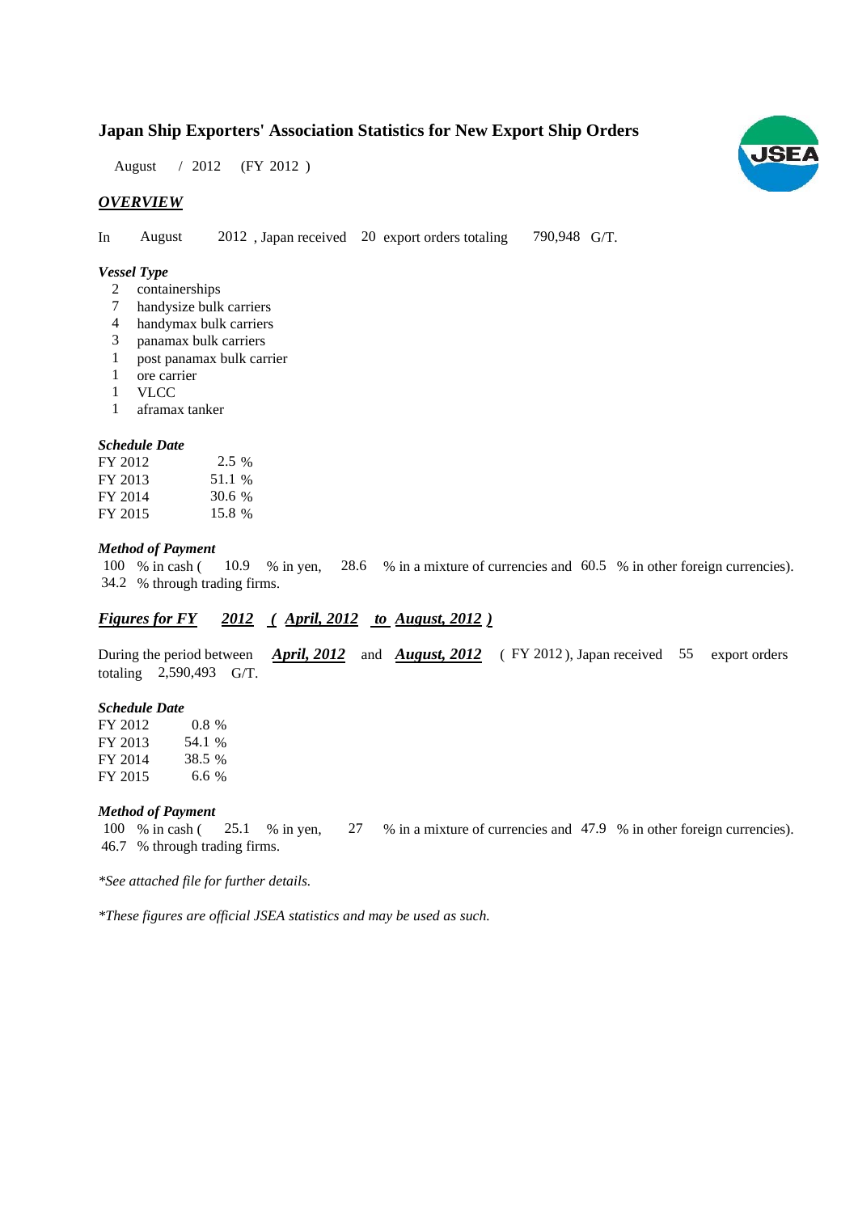# Japan Ship Exporters' Association Statistics for New Export Ship Orders

August / 2012 (FY 2012 )

## *OVERVIEW*

In August 2012 , Japan received 20 export orders totaling 790,948 G/T.

### *Vessel Type*

- 2 containerships
- 7 handysize bulk carriers
- 4 handymax bulk carriers
- 3 panamax bulk carriers
- 1 post panamax bulk carrier
- 1 ore carrier
- 1 VLCC
- 1 aframax tanker

### *Schedule Date*

| | |
|---|---|
| FY 2012 | 2.5 % |
| FY 2013 | 51.1 % |
| FY 2014 | 30.6 % |
| FY 2015 | 15.8 % |

### *Method of Payment*

100 % in cash ( 10.9 % in yen, 28.6 % in a mixture of currencies and 60.5 % in other foreign currencies).
34.2 % through trading firms.

## ***Figures for FY 2012 ( April, 2012 to August, 2012 )***

During the period between ***April, 2012*** and ***August, 2012*** ( FY 2012 ), Japan received 55 export orders totaling 2,590,493 G/T.

### *Schedule Date*

| | |
|---|---|
| FY 2012 | 0.8 % |
| FY 2013 | 54.1 % |
| FY 2014 | 38.5 % |
| FY 2015 | 6.6 % |

### *Method of Payment*

100 % in cash ( 25.1 % in yen, 27 % in a mixture of currencies and 47.9 % in other foreign currencies).
46.7 % through trading firms.

*\*See attached file for further details.*

*\*These figures are official JSEA statistics and may be used as such.*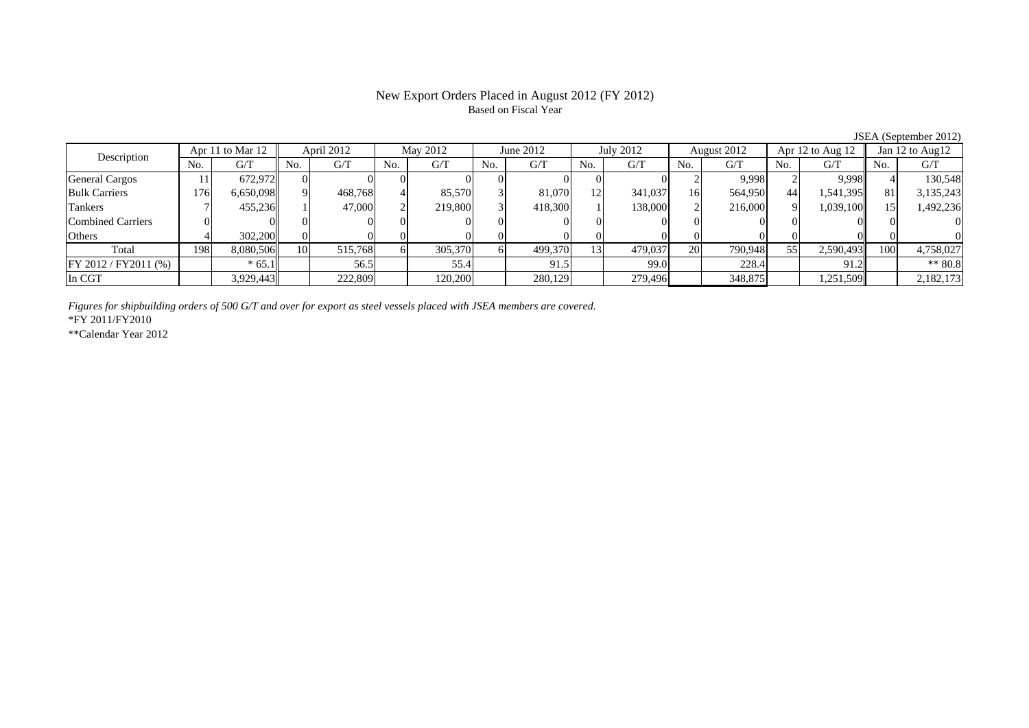# New Export Orders Placed in August 2012 (FY 2012)

Based on Fiscal Year

JSEA (September 2012)

| Description | Apr 11 to Mar 12 | | April 2012 | | May 2012 | | June 2012 | | July 2012 | | August 2012 | | Apr 12 to Aug 12 | | Jan 12 to Aug12 | |
|---|---|---|---|---|---|---|---|---|---|---|---|---|---|---|---|---|
| | No. | G/T | No. | G/T | No. | G/T | No. | G/T | No. | G/T | No. | G/T | No. | G/T | No. | G/T |
| General Cargos | 11 | 672,972 | 0 | 0 | 0 | 0 | 0 | 0 | 0 | 0 | 2 | 9,998 | 2 | 9,998 | 4 | 130,548 |
| Bulk Carriers | 176 | 6,650,098 | 9 | 468,768 | 4 | 85,570 | 3 | 81,070 | 12 | 341,037 | 16 | 564,950 | 44 | 1,541,395 | 81 | 3,135,243 |
| Tankers | 7 | 455,236 | 1 | 47,000 | 2 | 219,800 | 3 | 418,300 | 1 | 138,000 | 2 | 216,000 | 9 | 1,039,100 | 15 | 1,492,236 |
| Combined Carriers | 0 | 0 | 0 | 0 | 0 | 0 | 0 | 0 | 0 | 0 | 0 | 0 | 0 | 0 | 0 | 0 |
| Others | 4 | 302,200 | 0 | 0 | 0 | 0 | 0 | 0 | 0 | 0 | 0 | 0 | 0 | 0 | 0 | 0 |
| Total | 198 | 8,080,506 | 10 | 515,768 | 6 | 305,370 | 6 | 499,370 | 13 | 479,037 | 20 | 790,948 | 55 | 2,590,493 | 100 | 4,758,027 |
| FY 2012 / FY2011 (%) | | * 65.1 | | 56.5 | | 55.4 | | 91.5 | | 99.0 | | 228.4 | | 91.2 | | ** 80.8 |
| In CGT | | 3,929,443 | | 222,809 | | 120,200 | | 280,129 | | 279,496 | | 348,875 | | 1,251,509 | | 2,182,173 |

*Figures for shipbuilding orders of 500 G/T and over for export as steel vessels placed with JSEA members are covered.*

*FY 2011/FY2010

**Calendar Year 2012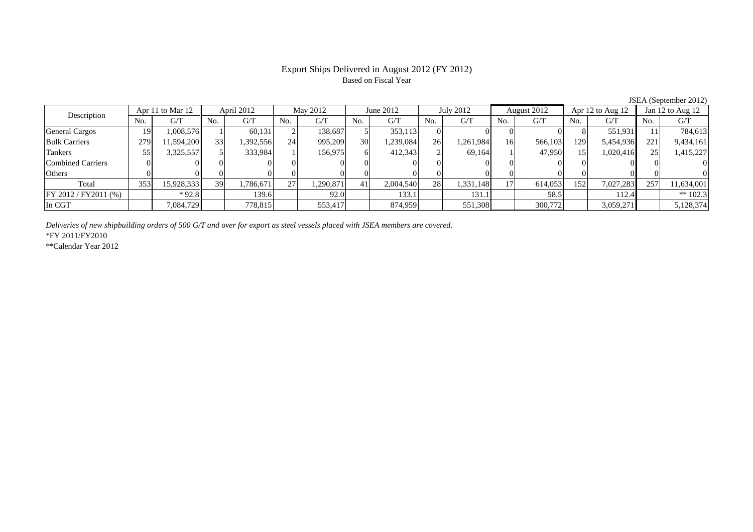# Export Ships Delivered in August 2012 (FY 2012)

Based on Fiscal Year

JSEA (September 2012)

| Description | Apr 11 to Mar 12 | | April 2012 | | May 2012 | | June 2012 | | July 2012 | | August 2012 | | Apr 12 to Aug 12 | | Jan 12 to Aug 12 | |
|---|---|---|---|---|---|---|---|---|---|---|---|---|---|---|---|---|
| | No. | G/T | No. | G/T | No. | G/T | No. | G/T | No. | G/T | No. | G/T | No. | G/T | No. | G/T |
| General Cargos | 19 | 1,008,576 | 1 | 60,131 | 2 | 138,687 | 5 | 353,113 | 0 | 0 | 0 | 0 | 8 | 551,931 | 11 | 784,613 |
| Bulk Carriers | 279 | 11,594,200 | 33 | 1,392,556 | 24 | 995,209 | 30 | 1,239,084 | 26 | 1,261,984 | 16 | 566,103 | 129 | 5,454,936 | 221 | 9,434,161 |
| Tankers | 55 | 3,325,557 | 5 | 333,984 | 1 | 156,975 | 6 | 412,343 | 2 | 69,164 | 1 | 47,950 | 15 | 1,020,416 | 25 | 1,415,227 |
| Combined Carriers | 0 | 0 | 0 | 0 | 0 | 0 | 0 | 0 | 0 | 0 | 0 | 0 | 0 | 0 | 0 | 0 |
| Others | 0 | 0 | 0 | 0 | 0 | 0 | 0 | 0 | 0 | 0 | 0 | 0 | 0 | 0 | 0 | 0 |
| Total | 353 | 15,928,333 | 39 | 1,786,671 | 27 | 1,290,871 | 41 | 2,004,540 | 28 | 1,331,148 | 17 | 614,053 | 152 | 7,027,283 | 257 | 11,634,001 |
| FY 2012 / FY2011 (%) | | * 92.8 | | 139.6 | | 92.0 | | 133.1 | | 131.1 | | 58.5 | | 112.4 | | ** 102.3 |
| In CGT | | 7,084,729 | | 778,815 | | 553,417 | | 874,959 | | 551,308 | | 300,772 | | 3,059,271 | | 5,128,374 |

*Deliveries of new shipbuilding orders of 500 G/T and over for export as steel vessels placed with JSEA members are covered.*

*FY 2011/FY2010

**Calendar Year 2012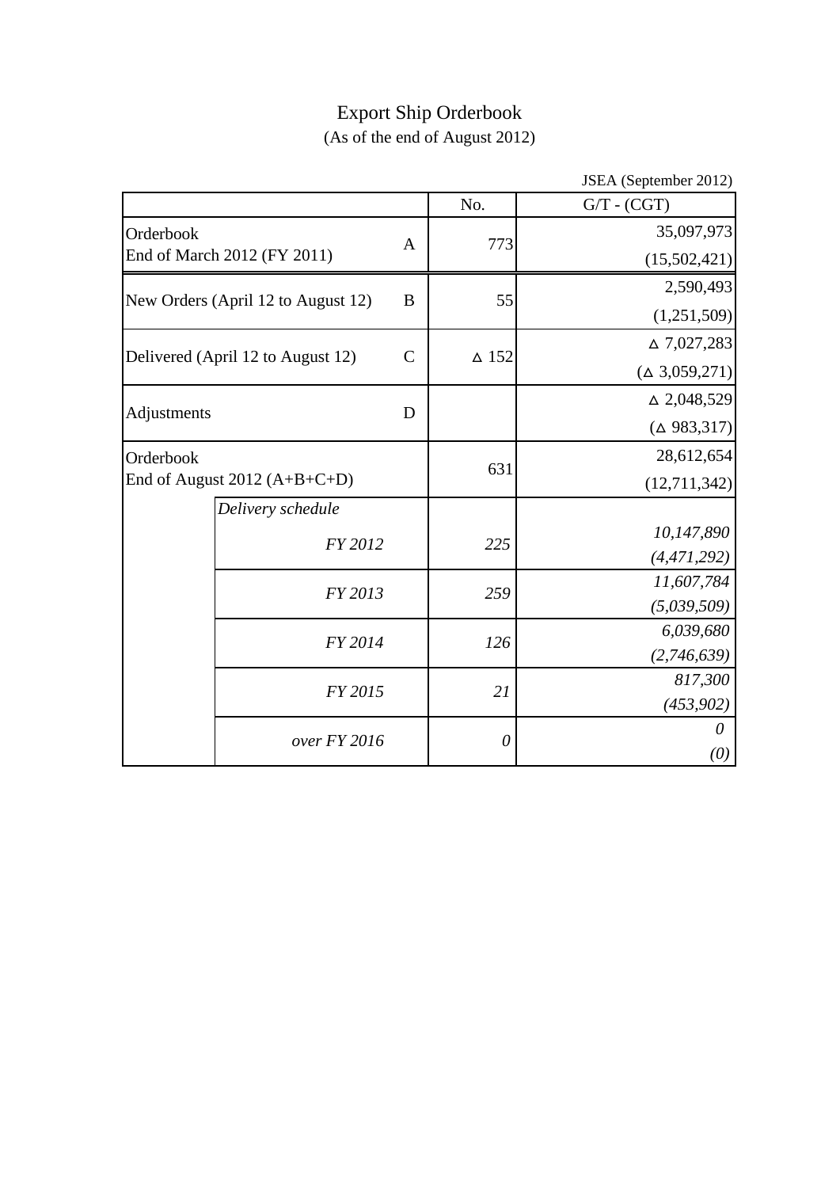# Export Ship Orderbook

(As of the end of August 2012)

JSEA (September 2012)

| | | | No. | G/T - (CGT) |
|---|---|---|---|---|
| Orderbook<br>End of March 2012 (FY 2011) | | A | 773 | 35,097,973<br>(15,502,421) |
| New Orders (April 12 to August 12) | | B | 55 | 2,590,493<br>(1,251,509) |
| Delivered (April 12 to August 12) | | C | △ 152 | △ 7,027,283<br>(△ 3,059,271) |
| Adjustments | | D | | △ 2,048,529<br>(△ 983,317) |
| Orderbook<br>End of August 2012 (A+B+C+D) | | | 631 | 28,612,654<br>(12,711,342) |
| | *Delivery schedule* | | | |
| | *FY 2012* | | *225* | *10,147,890*<br>*(4,471,292)* |
| | *FY 2013* | | *259* | *11,607,784*<br>*(5,039,509)* |
| | *FY 2014* | | *126* | *6,039,680*<br>*(2,746,639)* |
| | *FY 2015* | | *21* | *817,300*<br>*(453,902)* |
| | *over FY 2016* | | *0* | *0*<br>*(0)* |